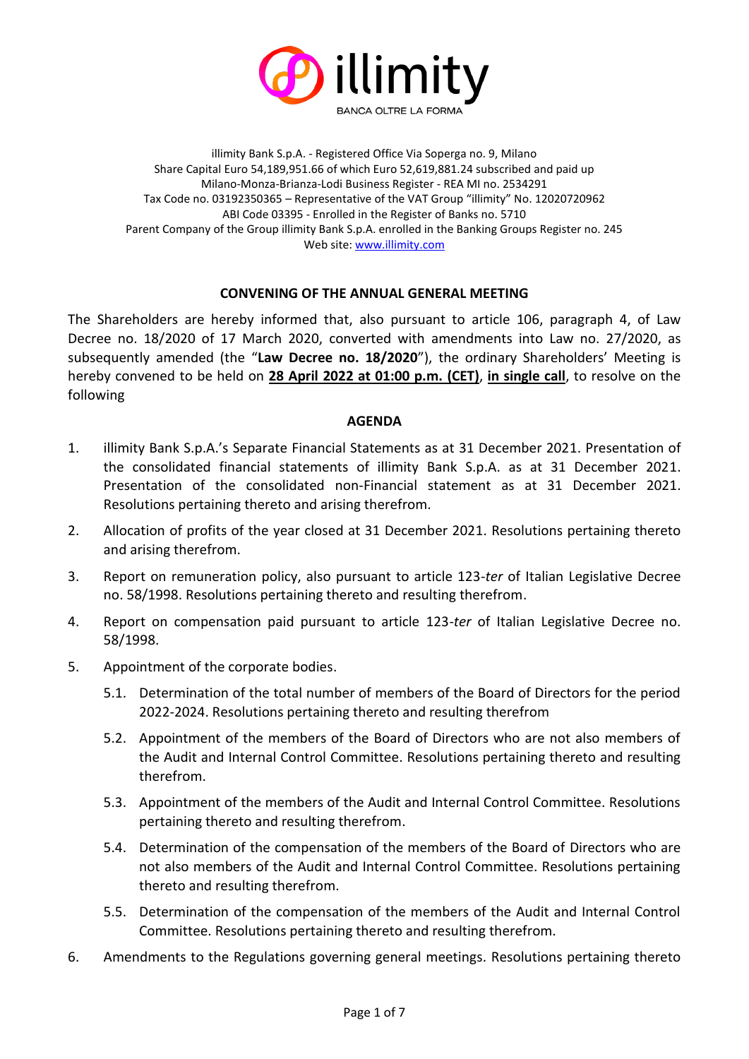illimity

BANCA OLTRE LA FORMA

illimity Bank S.p.A. - Registered Office Via Soperga no. 9, Milano
Share Capital Euro 54,189,951.66 of which Euro 52,619,881.24 subscribed and paid up
Milano-Monza-Brianza-Lodi Business Register - REA MI no. 2534291
Tax Code no. 03192350365 – Representative of the VAT Group "illimity" No. 12020720962
ABI Code 03395 - Enrolled in the Register of Banks no. 5710
Parent Company of the Group illimity Bank S.p.A. enrolled in the Banking Groups Register no. 245
Web site: www.illimity.com

## CONVENING OF THE ANNUAL GENERAL MEETING

The Shareholders are hereby informed that, also pursuant to article 106, paragraph 4, of Law Decree no. 18/2020 of 17 March 2020, converted with amendments into Law no. 27/2020, as subsequently amended (the "**Law Decree no. 18/2020**"), the ordinary Shareholders' Meeting is hereby convened to be held on **28 April 2022 at 01:00 p.m. (CET)**, **in single call**, to resolve on the following

### AGENDA

1. illimity Bank S.p.A.'s Separate Financial Statements as at 31 December 2021. Presentation of the consolidated financial statements of illimity Bank S.p.A. as at 31 December 2021. Presentation of the consolidated non-Financial statement as at 31 December 2021. Resolutions pertaining thereto and arising therefrom.
2. Allocation of profits of the year closed at 31 December 2021. Resolutions pertaining thereto and arising therefrom.
3. Report on remuneration policy, also pursuant to article 123-*ter* of Italian Legislative Decree no. 58/1998. Resolutions pertaining thereto and resulting therefrom.
4. Report on compensation paid pursuant to article 123-*ter* of Italian Legislative Decree no. 58/1998.
5. Appointment of the corporate bodies.
   - 5.1. Determination of the total number of members of the Board of Directors for the period 2022-2024. Resolutions pertaining thereto and resulting therefrom
   - 5.2. Appointment of the members of the Board of Directors who are not also members of the Audit and Internal Control Committee. Resolutions pertaining thereto and resulting therefrom.
   - 5.3. Appointment of the members of the Audit and Internal Control Committee. Resolutions pertaining thereto and resulting therefrom.
   - 5.4. Determination of the compensation of the members of the Board of Directors who are not also members of the Audit and Internal Control Committee. Resolutions pertaining thereto and resulting therefrom.
   - 5.5. Determination of the compensation of the members of the Audit and Internal Control Committee. Resolutions pertaining thereto and resulting therefrom.
6. Amendments to the Regulations governing general meetings. Resolutions pertaining thereto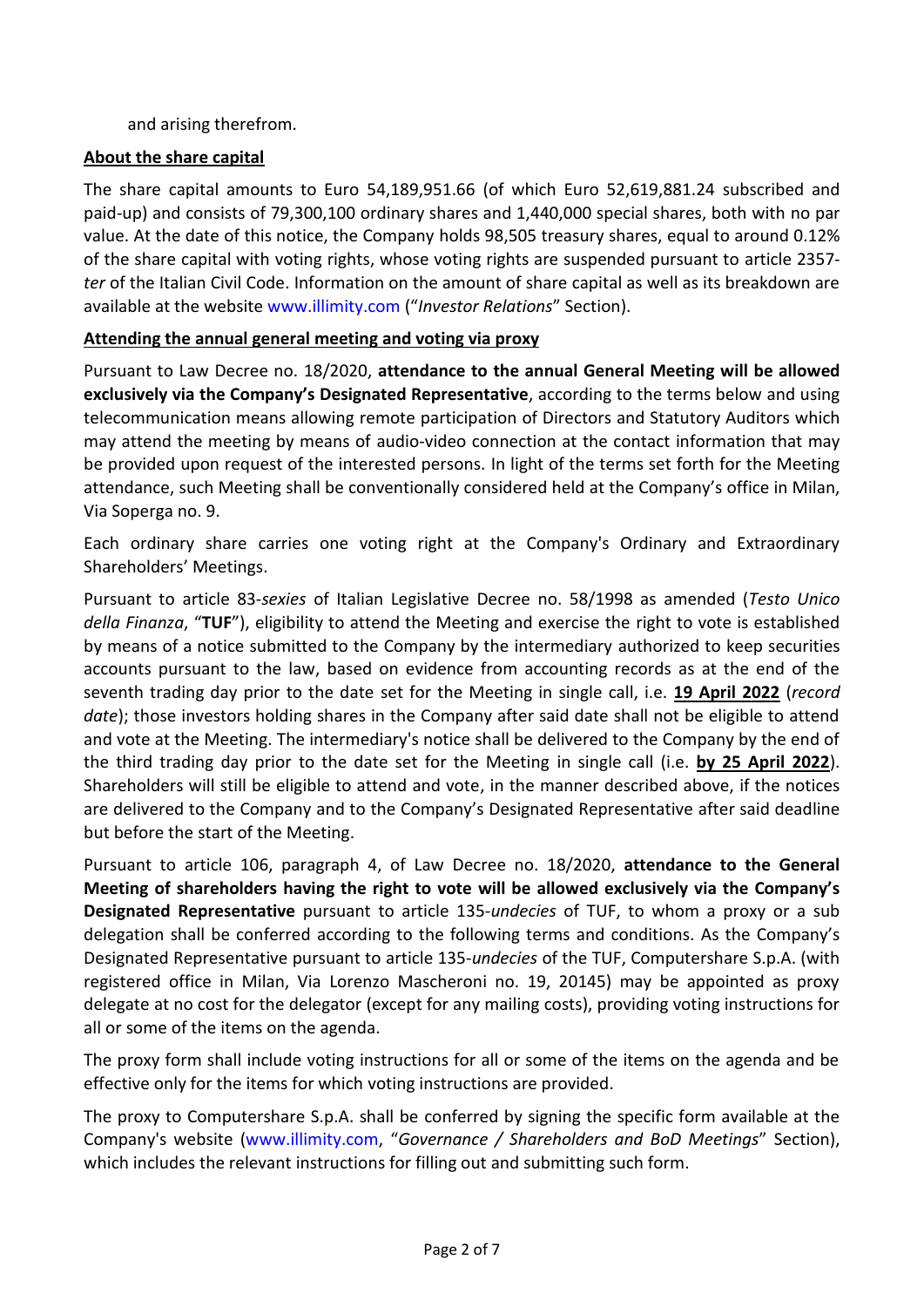and arising therefrom.

**About the share capital**

The share capital amounts to Euro 54,189,951.66 (of which Euro 52,619,881.24 subscribed and paid-up) and consists of 79,300,100 ordinary shares and 1,440,000 special shares, both with no par value. At the date of this notice, the Company holds 98,505 treasury shares, equal to around 0.12% of the share capital with voting rights, whose voting rights are suspended pursuant to article 2357-*ter* of the Italian Civil Code. Information on the amount of share capital as well as its breakdown are available at the website www.illimity.com ("*Investor Relations*" Section).

**Attending the annual general meeting and voting via proxy**

Pursuant to Law Decree no. 18/2020, **attendance to the annual General Meeting will be allowed exclusively via the Company's Designated Representative**, according to the terms below and using telecommunication means allowing remote participation of Directors and Statutory Auditors which may attend the meeting by means of audio-video connection at the contact information that may be provided upon request of the interested persons. In light of the terms set forth for the Meeting attendance, such Meeting shall be conventionally considered held at the Company's office in Milan, Via Soperga no. 9.

Each ordinary share carries one voting right at the Company's Ordinary and Extraordinary Shareholders' Meetings.

Pursuant to article 83-*sexies* of Italian Legislative Decree no. 58/1998 as amended (*Testo Unico della Finanza*, "**TUF**"), eligibility to attend the Meeting and exercise the right to vote is established by means of a notice submitted to the Company by the intermediary authorized to keep securities accounts pursuant to the law, based on evidence from accounting records as at the end of the seventh trading day prior to the date set for the Meeting in single call, i.e. **19 April 2022** (*record date*); those investors holding shares in the Company after said date shall not be eligible to attend and vote at the Meeting. The intermediary's notice shall be delivered to the Company by the end of the third trading day prior to the date set for the Meeting in single call (i.e. **by 25 April 2022**). Shareholders will still be eligible to attend and vote, in the manner described above, if the notices are delivered to the Company and to the Company's Designated Representative after said deadline but before the start of the Meeting.

Pursuant to article 106, paragraph 4, of Law Decree no. 18/2020, **attendance to the General Meeting of shareholders having the right to vote will be allowed exclusively via the Company's Designated Representative** pursuant to article 135-*undecies* of TUF, to whom a proxy or a sub delegation shall be conferred according to the following terms and conditions. As the Company's Designated Representative pursuant to article 135-*undecies* of the TUF, Computershare S.p.A. (with registered office in Milan, Via Lorenzo Mascheroni no. 19, 20145) may be appointed as proxy delegate at no cost for the delegator (except for any mailing costs), providing voting instructions for all or some of the items on the agenda.

The proxy form shall include voting instructions for all or some of the items on the agenda and be effective only for the items for which voting instructions are provided.

The proxy to Computershare S.p.A. shall be conferred by signing the specific form available at the Company's website (www.illimity.com, "*Governance / Shareholders and BoD Meetings*" Section), which includes the relevant instructions for filling out and submitting such form.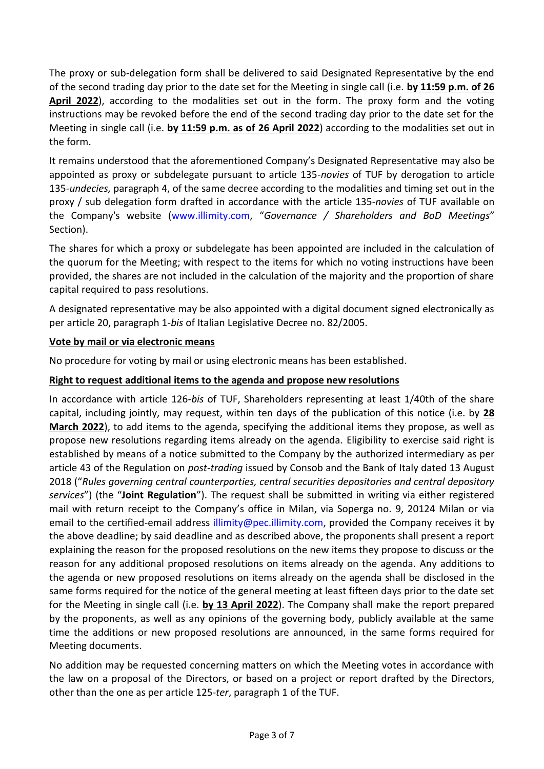The proxy or sub-delegation form shall be delivered to said Designated Representative by the end of the second trading day prior to the date set for the Meeting in single call (i.e. **by 11:59 p.m. of 26 April 2022**), according to the modalities set out in the form. The proxy form and the voting instructions may be revoked before the end of the second trading day prior to the date set for the Meeting in single call (i.e. **by 11:59 p.m. as of 26 April 2022**) according to the modalities set out in the form.

It remains understood that the aforementioned Company's Designated Representative may also be appointed as proxy or subdelegate pursuant to article 135-*novies* of TUF by derogation to article 135-*undecies,* paragraph 4, of the same decree according to the modalities and timing set out in the proxy / sub delegation form drafted in accordance with the article 135-*novies* of TUF available on the Company's website (www.illimity.com, "*Governance / Shareholders and BoD Meetings*" Section).

The shares for which a proxy or subdelegate has been appointed are included in the calculation of the quorum for the Meeting; with respect to the items for which no voting instructions have been provided, the shares are not included in the calculation of the majority and the proportion of share capital required to pass resolutions.

A designated representative may be also appointed with a digital document signed electronically as per article 20, paragraph 1-*bis* of Italian Legislative Decree no. 82/2005.

**Vote by mail or via electronic means**

No procedure for voting by mail or using electronic means has been established.

**Right to request additional items to the agenda and propose new resolutions**

In accordance with article 126-*bis* of TUF, Shareholders representing at least 1/40th of the share capital, including jointly, may request, within ten days of the publication of this notice (i.e. by **28 March 2022**), to add items to the agenda, specifying the additional items they propose, as well as propose new resolutions regarding items already on the agenda. Eligibility to exercise said right is established by means of a notice submitted to the Company by the authorized intermediary as per article 43 of the Regulation on *post-trading* issued by Consob and the Bank of Italy dated 13 August 2018 ("*Rules governing central counterparties, central securities depositories and central depository services*") (the "**Joint Regulation**"). The request shall be submitted in writing via either registered mail with return receipt to the Company's office in Milan, via Soperga no. 9, 20124 Milan or via email to the certified-email address illimity@pec.illimity.com, provided the Company receives it by the above deadline; by said deadline and as described above, the proponents shall present a report explaining the reason for the proposed resolutions on the new items they propose to discuss or the reason for any additional proposed resolutions on items already on the agenda. Any additions to the agenda or new proposed resolutions on items already on the agenda shall be disclosed in the same forms required for the notice of the general meeting at least fifteen days prior to the date set for the Meeting in single call (i.e. **by 13 April 2022**). The Company shall make the report prepared by the proponents, as well as any opinions of the governing body, publicly available at the same time the additions or new proposed resolutions are announced, in the same forms required for Meeting documents.

No addition may be requested concerning matters on which the Meeting votes in accordance with the law on a proposal of the Directors, or based on a project or report drafted by the Directors, other than the one as per article 125-*ter*, paragraph 1 of the TUF.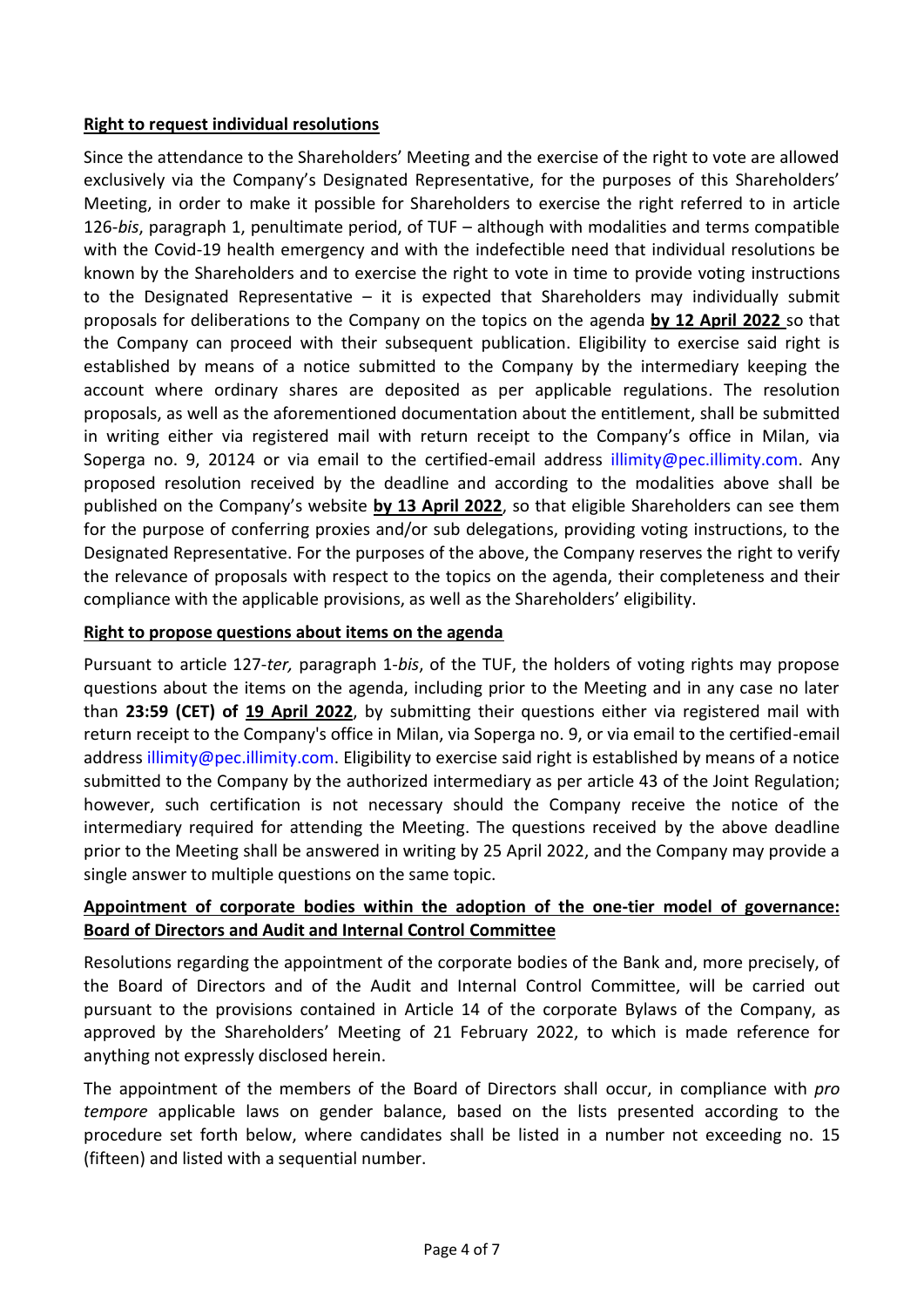**Right to request individual resolutions**

Since the attendance to the Shareholders' Meeting and the exercise of the right to vote are allowed exclusively via the Company's Designated Representative, for the purposes of this Shareholders' Meeting, in order to make it possible for Shareholders to exercise the right referred to in article 126-*bis*, paragraph 1, penultimate period, of TUF – although with modalities and terms compatible with the Covid-19 health emergency and with the indefectible need that individual resolutions be known by the Shareholders and to exercise the right to vote in time to provide voting instructions to the Designated Representative – it is expected that Shareholders may individually submit proposals for deliberations to the Company on the topics on the agenda **by 12 April 2022** so that the Company can proceed with their subsequent publication. Eligibility to exercise said right is established by means of a notice submitted to the Company by the intermediary keeping the account where ordinary shares are deposited as per applicable regulations. The resolution proposals, as well as the aforementioned documentation about the entitlement, shall be submitted in writing either via registered mail with return receipt to the Company's office in Milan, via Soperga no. 9, 20124 or via email to the certified-email address illimity@pec.illimity.com. Any proposed resolution received by the deadline and according to the modalities above shall be published on the Company's website **by 13 April 2022**, so that eligible Shareholders can see them for the purpose of conferring proxies and/or sub delegations, providing voting instructions, to the Designated Representative. For the purposes of the above, the Company reserves the right to verify the relevance of proposals with respect to the topics on the agenda, their completeness and their compliance with the applicable provisions, as well as the Shareholders' eligibility.

**Right to propose questions about items on the agenda**

Pursuant to article 127-*ter,* paragraph 1-*bis*, of the TUF, the holders of voting rights may propose questions about the items on the agenda, including prior to the Meeting and in any case no later than **23:59 (CET) of 19 April 2022**, by submitting their questions either via registered mail with return receipt to the Company's office in Milan, via Soperga no. 9, or via email to the certified-email address illimity@pec.illimity.com. Eligibility to exercise said right is established by means of a notice submitted to the Company by the authorized intermediary as per article 43 of the Joint Regulation; however, such certification is not necessary should the Company receive the notice of the intermediary required for attending the Meeting. The questions received by the above deadline prior to the Meeting shall be answered in writing by 25 April 2022, and the Company may provide a single answer to multiple questions on the same topic.

**Appointment of corporate bodies within the adoption of the one-tier model of governance: Board of Directors and Audit and Internal Control Committee**

Resolutions regarding the appointment of the corporate bodies of the Bank and, more precisely, of the Board of Directors and of the Audit and Internal Control Committee, will be carried out pursuant to the provisions contained in Article 14 of the corporate Bylaws of the Company, as approved by the Shareholders' Meeting of 21 February 2022, to which is made reference for anything not expressly disclosed herein.

The appointment of the members of the Board of Directors shall occur, in compliance with *pro tempore* applicable laws on gender balance, based on the lists presented according to the procedure set forth below, where candidates shall be listed in a number not exceeding no. 15 (fifteen) and listed with a sequential number.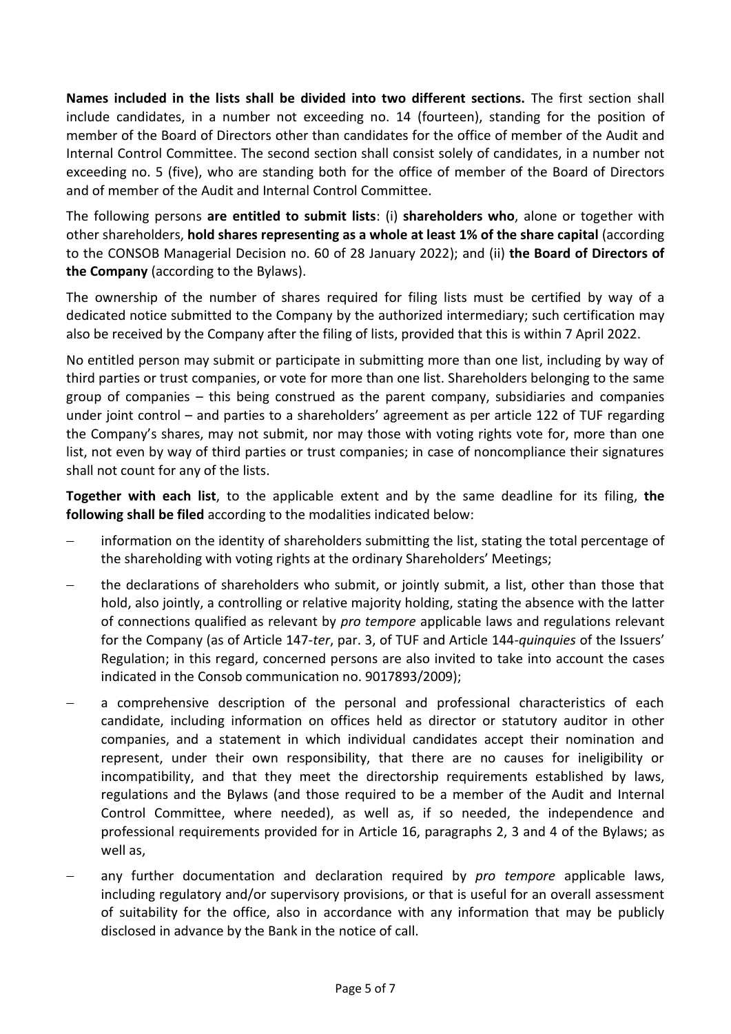**Names included in the lists shall be divided into two different sections.** The first section shall include candidates, in a number not exceeding no. 14 (fourteen), standing for the position of member of the Board of Directors other than candidates for the office of member of the Audit and Internal Control Committee. The second section shall consist solely of candidates, in a number not exceeding no. 5 (five), who are standing both for the office of member of the Board of Directors and of member of the Audit and Internal Control Committee.

The following persons **are entitled to submit lists**: (i) **shareholders who**, alone or together with other shareholders, **hold shares representing as a whole at least 1% of the share capital** (according to the CONSOB Managerial Decision no. 60 of 28 January 2022); and (ii) **the Board of Directors of the Company** (according to the Bylaws).

The ownership of the number of shares required for filing lists must be certified by way of a dedicated notice submitted to the Company by the authorized intermediary; such certification may also be received by the Company after the filing of lists, provided that this is within 7 April 2022.

No entitled person may submit or participate in submitting more than one list, including by way of third parties or trust companies, or vote for more than one list. Shareholders belonging to the same group of companies – this being construed as the parent company, subsidiaries and companies under joint control – and parties to a shareholders' agreement as per article 122 of TUF regarding the Company's shares, may not submit, nor may those with voting rights vote for, more than one list, not even by way of third parties or trust companies; in case of noncompliance their signatures shall not count for any of the lists.

**Together with each list**, to the applicable extent and by the same deadline for its filing, **the following shall be filed** according to the modalities indicated below:

- information on the identity of shareholders submitting the list, stating the total percentage of the shareholding with voting rights at the ordinary Shareholders' Meetings;
- the declarations of shareholders who submit, or jointly submit, a list, other than those that hold, also jointly, a controlling or relative majority holding, stating the absence with the latter of connections qualified as relevant by *pro tempore* applicable laws and regulations relevant for the Company (as of Article 147-*ter*, par. 3, of TUF and Article 144-*quinquies* of the Issuers' Regulation; in this regard, concerned persons are also invited to take into account the cases indicated in the Consob communication no. 9017893/2009);
- a comprehensive description of the personal and professional characteristics of each candidate, including information on offices held as director or statutory auditor in other companies, and a statement in which individual candidates accept their nomination and represent, under their own responsibility, that there are no causes for ineligibility or incompatibility, and that they meet the directorship requirements established by laws, regulations and the Bylaws (and those required to be a member of the Audit and Internal Control Committee, where needed), as well as, if so needed, the independence and professional requirements provided for in Article 16, paragraphs 2, 3 and 4 of the Bylaws; as well as,
- any further documentation and declaration required by *pro tempore* applicable laws, including regulatory and/or supervisory provisions, or that is useful for an overall assessment of suitability for the office, also in accordance with any information that may be publicly disclosed in advance by the Bank in the notice of call.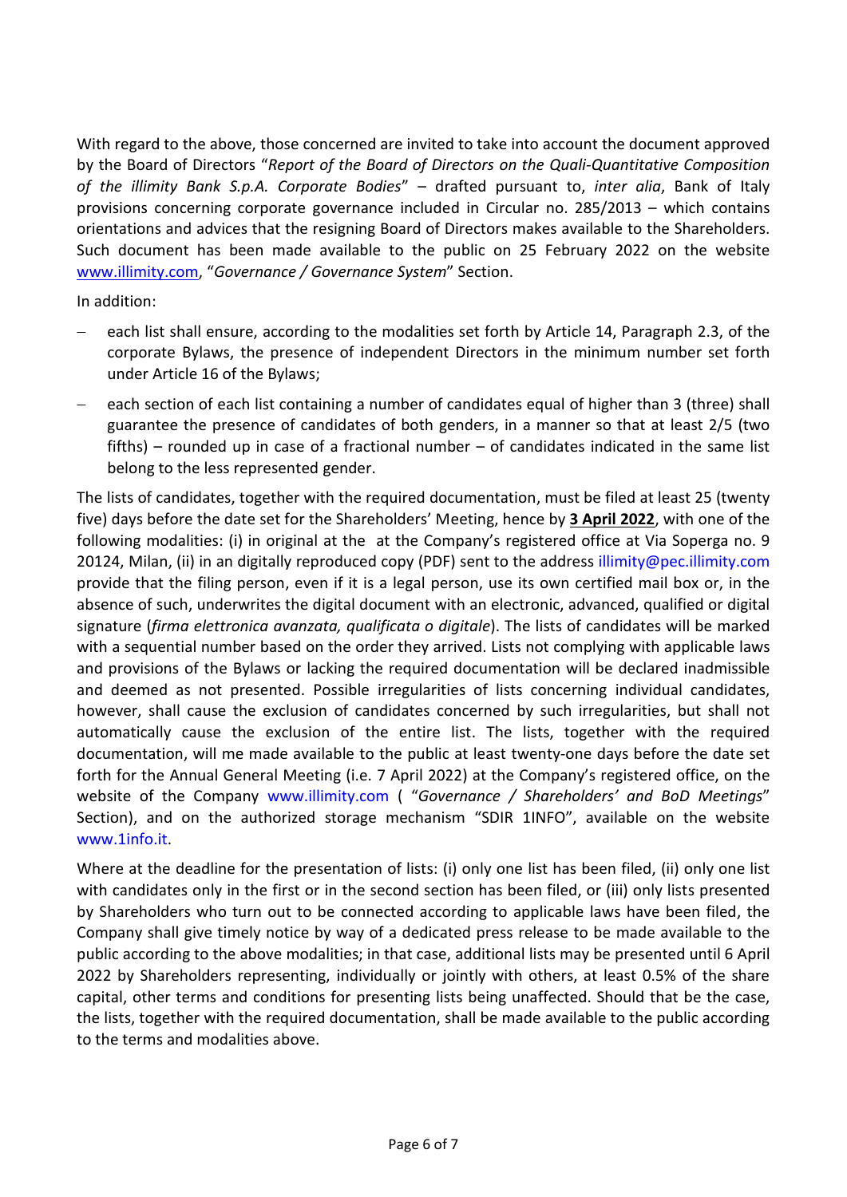With regard to the above, those concerned are invited to take into account the document approved by the Board of Directors "*Report of the Board of Directors on the Quali-Quantitative Composition of the illimity Bank S.p.A. Corporate Bodies*" – drafted pursuant to, *inter alia*, Bank of Italy provisions concerning corporate governance included in Circular no. 285/2013 – which contains orientations and advices that the resigning Board of Directors makes available to the Shareholders. Such document has been made available to the public on 25 February 2022 on the website www.illimity.com, "*Governance / Governance System*" Section.

In addition:

- each list shall ensure, according to the modalities set forth by Article 14, Paragraph 2.3, of the corporate Bylaws, the presence of independent Directors in the minimum number set forth under Article 16 of the Bylaws;
- each section of each list containing a number of candidates equal of higher than 3 (three) shall guarantee the presence of candidates of both genders, in a manner so that at least 2/5 (two fifths) – rounded up in case of a fractional number – of candidates indicated in the same list belong to the less represented gender.

The lists of candidates, together with the required documentation, must be filed at least 25 (twenty five) days before the date set for the Shareholders' Meeting, hence by **3 April 2022**, with one of the following modalities: (i) in original at the at the Company's registered office at Via Soperga no. 9 20124, Milan, (ii) in an digitally reproduced copy (PDF) sent to the address illimity@pec.illimity.com provide that the filing person, even if it is a legal person, use its own certified mail box or, in the absence of such, underwrites the digital document with an electronic, advanced, qualified or digital signature (*firma elettronica avanzata, qualificata o digitale*). The lists of candidates will be marked with a sequential number based on the order they arrived. Lists not complying with applicable laws and provisions of the Bylaws or lacking the required documentation will be declared inadmissible and deemed as not presented. Possible irregularities of lists concerning individual candidates, however, shall cause the exclusion of candidates concerned by such irregularities, but shall not automatically cause the exclusion of the entire list. The lists, together with the required documentation, will me made available to the public at least twenty-one days before the date set forth for the Annual General Meeting (i.e. 7 April 2022) at the Company's registered office, on the website of the Company www.illimity.com ( "*Governance / Shareholders' and BoD Meetings*" Section), and on the authorized storage mechanism "SDIR 1INFO", available on the website www.1info.it.

Where at the deadline for the presentation of lists: (i) only one list has been filed, (ii) only one list with candidates only in the first or in the second section has been filed, or (iii) only lists presented by Shareholders who turn out to be connected according to applicable laws have been filed, the Company shall give timely notice by way of a dedicated press release to be made available to the public according to the above modalities; in that case, additional lists may be presented until 6 April 2022 by Shareholders representing, individually or jointly with others, at least 0.5% of the share capital, other terms and conditions for presenting lists being unaffected. Should that be the case, the lists, together with the required documentation, shall be made available to the public according to the terms and modalities above.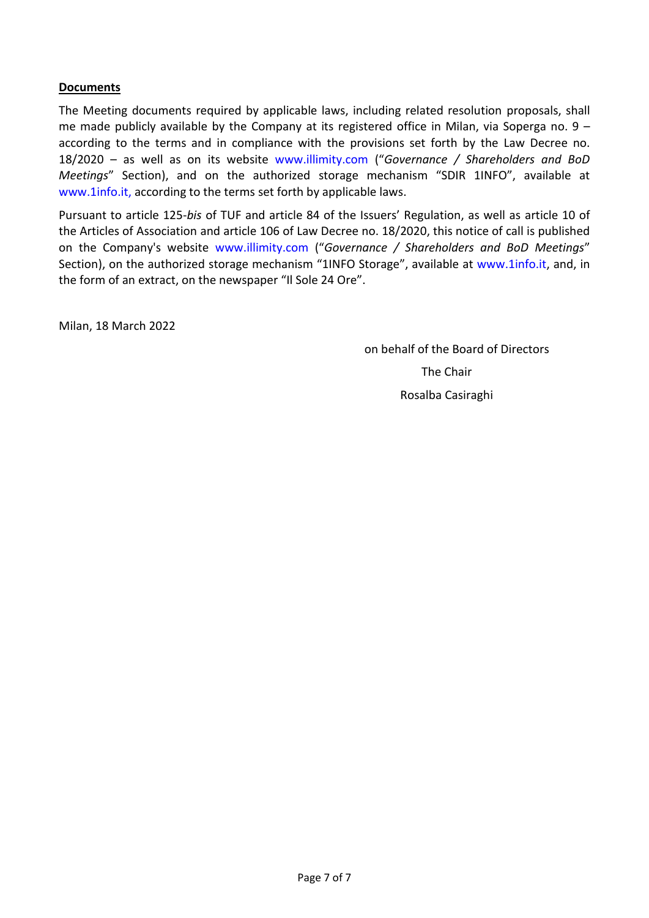**Documents**

The Meeting documents required by applicable laws, including related resolution proposals, shall me made publicly available by the Company at its registered office in Milan, via Soperga no. 9 – according to the terms and in compliance with the provisions set forth by the Law Decree no. 18/2020 – as well as on its website www.illimity.com ("*Governance / Shareholders and BoD Meetings*" Section), and on the authorized storage mechanism "SDIR 1INFO", available at www.1info.it, according to the terms set forth by applicable laws.

Pursuant to article 125-*bis* of TUF and article 84 of the Issuers' Regulation, as well as article 10 of the Articles of Association and article 106 of Law Decree no. 18/2020, this notice of call is published on the Company's website www.illimity.com ("*Governance / Shareholders and BoD Meetings*" Section), on the authorized storage mechanism "1INFO Storage", available at www.1info.it, and, in the form of an extract, on the newspaper "Il Sole 24 Ore".

Milan, 18 March 2022

on behalf of the Board of Directors

The Chair

Rosalba Casiraghi